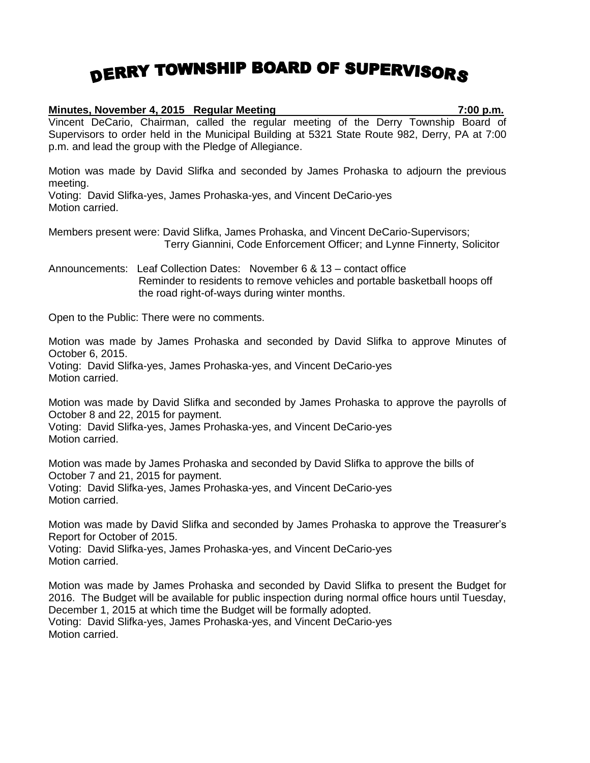# DERRY TOWNSHIP BOARD OF SUPERVISORS

**Minutes, November 4, 2015 Regular Meeting 7:00 p.m.**

Vincent DeCario, Chairman, called the regular meeting of the Derry Township Board of Supervisors to order held in the Municipal Building at 5321 State Route 982, Derry, PA at 7:00 p.m. and lead the group with the Pledge of Allegiance.

Motion was made by David Slifka and seconded by James Prohaska to adjourn the previous meeting.
Voting: David Slifka-yes, James Prohaska-yes, and Vincent DeCario-yes
Motion carried.

Members present were: David Slifka, James Prohaska, and Vincent DeCario-Supervisors; Terry Giannini, Code Enforcement Officer; and Lynne Finnerty, Solicitor

Announcements: Leaf Collection Dates: November 6 & 13 – contact office
Reminder to residents to remove vehicles and portable basketball hoops off the road right-of-ways during winter months.

Open to the Public: There were no comments.

Motion was made by James Prohaska and seconded by David Slifka to approve Minutes of October 6, 2015.
Voting: David Slifka-yes, James Prohaska-yes, and Vincent DeCario-yes
Motion carried.

Motion was made by David Slifka and seconded by James Prohaska to approve the payrolls of October 8 and 22, 2015 for payment.
Voting: David Slifka-yes, James Prohaska-yes, and Vincent DeCario-yes
Motion carried.

Motion was made by James Prohaska and seconded by David Slifka to approve the bills of October 7 and 21, 2015 for payment.
Voting: David Slifka-yes, James Prohaska-yes, and Vincent DeCario-yes
Motion carried.

Motion was made by David Slifka and seconded by James Prohaska to approve the Treasurer's Report for October of 2015.
Voting: David Slifka-yes, James Prohaska-yes, and Vincent DeCario-yes
Motion carried.

Motion was made by James Prohaska and seconded by David Slifka to present the Budget for 2016. The Budget will be available for public inspection during normal office hours until Tuesday, December 1, 2015 at which time the Budget will be formally adopted.
Voting: David Slifka-yes, James Prohaska-yes, and Vincent DeCario-yes
Motion carried.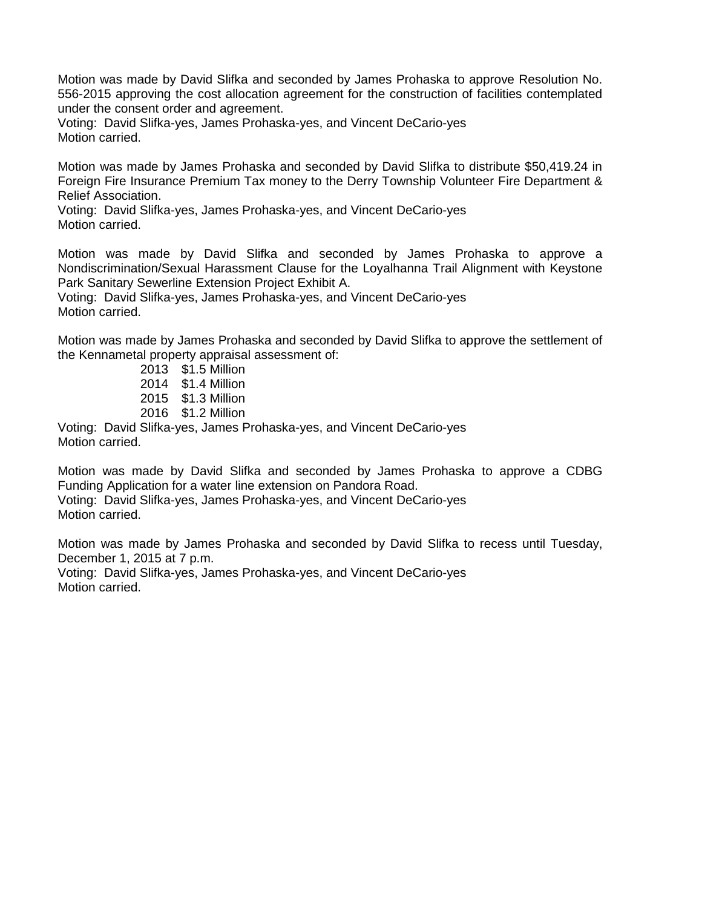Motion was made by David Slifka and seconded by James Prohaska to approve Resolution No. 556-2015 approving the cost allocation agreement for the construction of facilities contemplated under the consent order and agreement.
Voting: David Slifka-yes, James Prohaska-yes, and Vincent DeCario-yes
Motion carried.

Motion was made by James Prohaska and seconded by David Slifka to distribute $50,419.24 in Foreign Fire Insurance Premium Tax money to the Derry Township Volunteer Fire Department & Relief Association.
Voting: David Slifka-yes, James Prohaska-yes, and Vincent DeCario-yes
Motion carried.

Motion was made by David Slifka and seconded by James Prohaska to approve a Nondiscrimination/Sexual Harassment Clause for the Loyalhanna Trail Alignment with Keystone Park Sanitary Sewerline Extension Project Exhibit A.
Voting: David Slifka-yes, James Prohaska-yes, and Vincent DeCario-yes
Motion carried.

Motion was made by James Prohaska and seconded by David Slifka to approve the settlement of the Kennametal property appraisal assessment of:

2013 $1.5 Million
2014 $1.4 Million
2015 $1.3 Million
2016 $1.2 Million

Voting: David Slifka-yes, James Prohaska-yes, and Vincent DeCario-yes
Motion carried.

Motion was made by David Slifka and seconded by James Prohaska to approve a CDBG Funding Application for a water line extension on Pandora Road.
Voting: David Slifka-yes, James Prohaska-yes, and Vincent DeCario-yes
Motion carried.

Motion was made by James Prohaska and seconded by David Slifka to recess until Tuesday, December 1, 2015 at 7 p.m.
Voting: David Slifka-yes, James Prohaska-yes, and Vincent DeCario-yes
Motion carried.